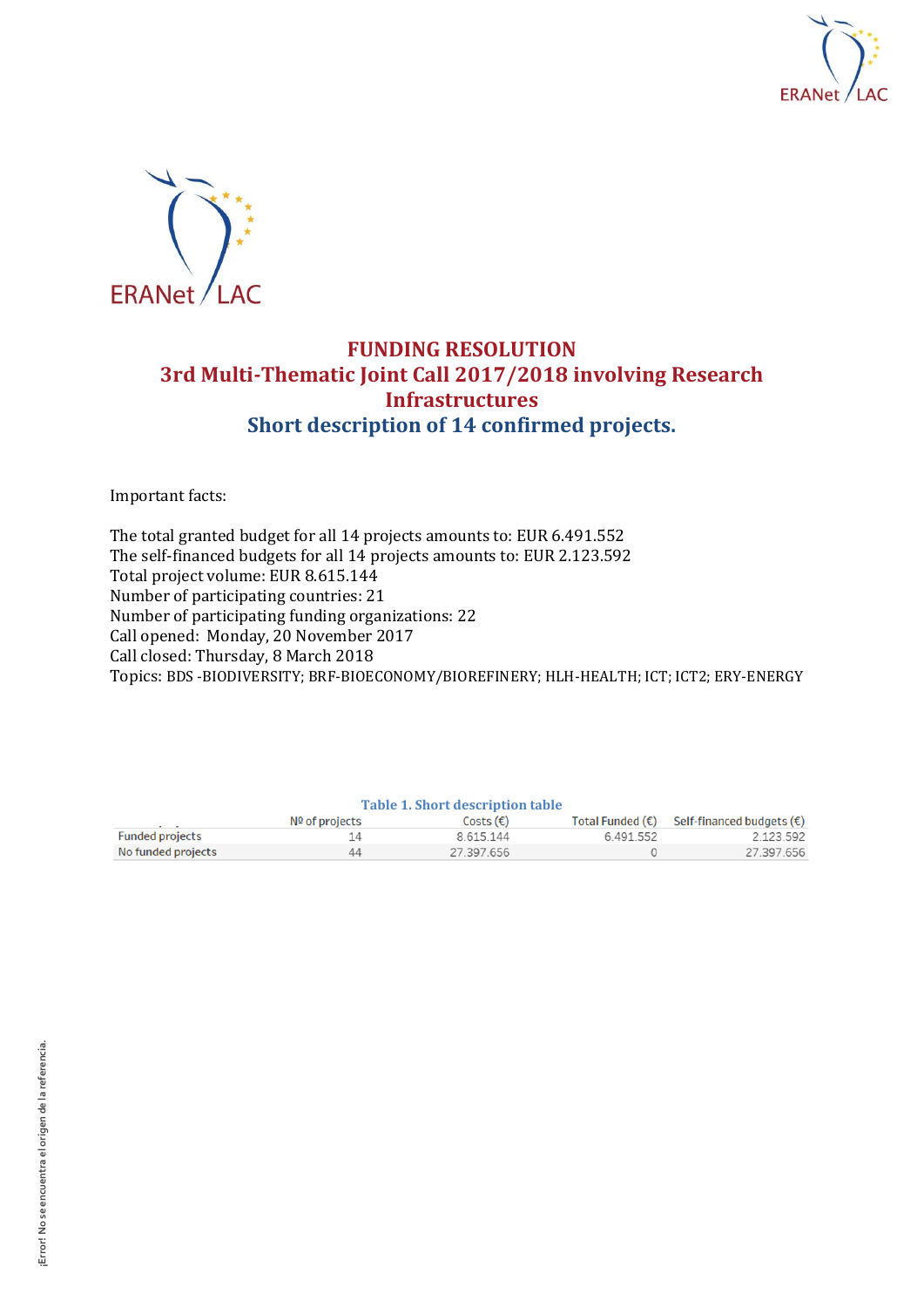# FUNDING RESOLUTION
## 3rd Multi-Thematic Joint Call 2017/2018 involving Research Infrastructures
## Short description of 14 confirmed projects.

Important facts:

The total granted budget for all 14 projects amounts to: EUR 6.491.552
The self-financed budgets for all 14 projects amounts to: EUR 2.123.592
Total project volume: EUR 8.615.144
Number of participating countries: 21
Number of participating funding organizations: 22
Call opened: Monday, 20 November 2017
Call closed: Thursday, 8 March 2018
Topics: BDS -BIODIVERSITY; BRF-BIOECONOMY/BIOREFINERY; HLH-HEALTH; ICT; ICT2; ERY-ENERGY

**Table 1. Short description table**

| | Nº of projects | Costs (€) | Total Funded (€) | Self-financed budgets (€) |
|---|---|---|---|---|
| Funded projects | 14 | 8.615.144 | 6.491.552 | 2.123.592 |
| No funded projects | 44 | 27.397.656 | 0 | 27.397.656 |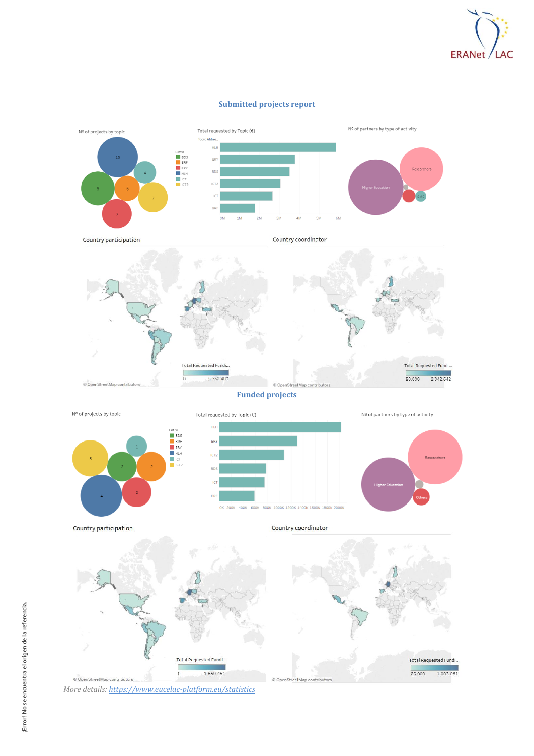## Submitted projects report

Nº of projects by topic

Total requested by Topic (€)

Nº of partners by type of activity

Country participation

Country coordinator

## Funded projects

Nº of projects by topic

Total requested by Topic (€)

Nº of partners by type of activity

Country participation

Country coordinator

*More details:* *https://www.eucelac-platform.eu/statistics*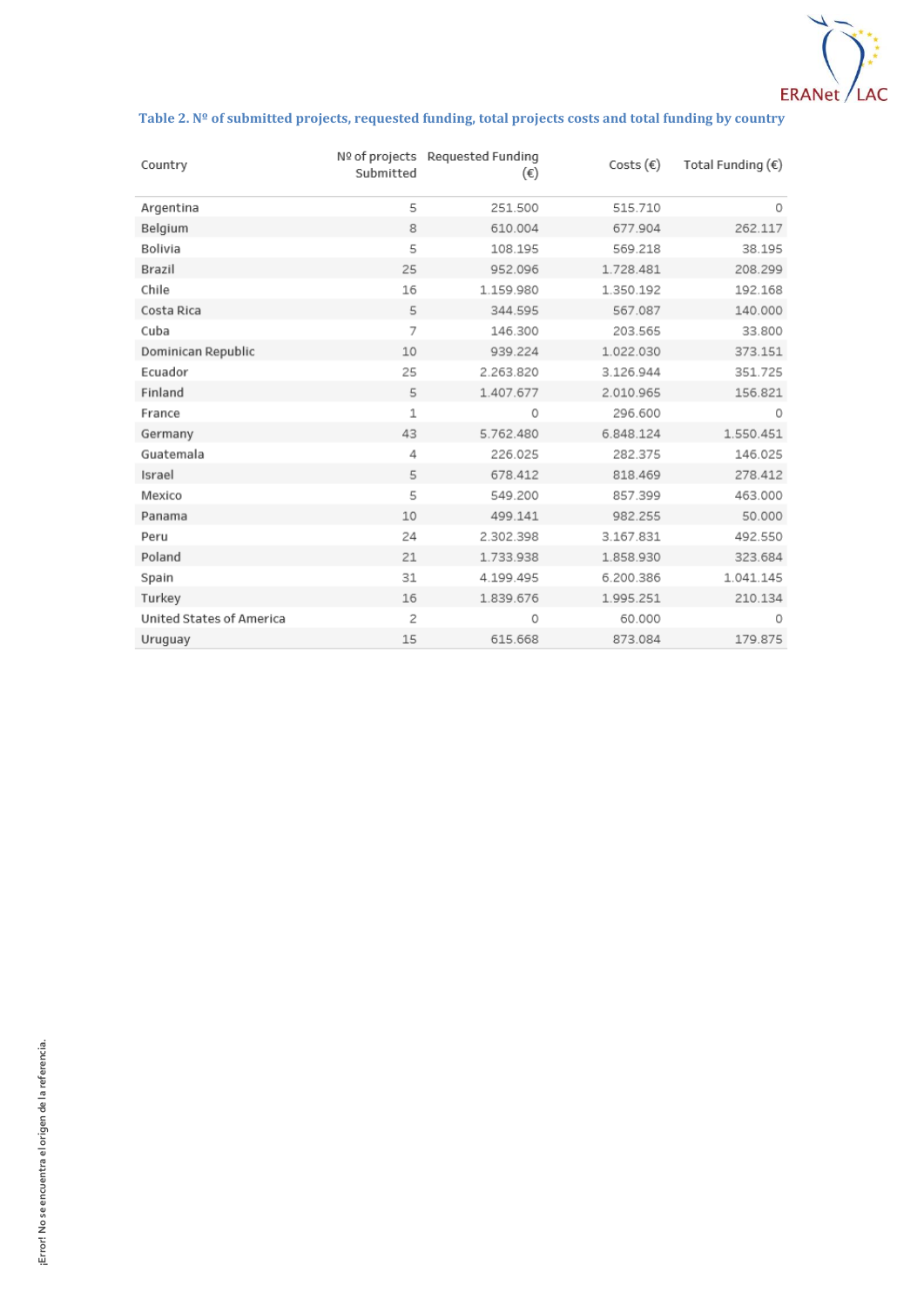**Table 2. Nº of submitted projects, requested funding, total projects costs and total funding by country**

| Country | Nº of projects Submitted | Requested Funding (€) | Costs (€) | Total Funding (€) |
|---|---|---|---|---|
| Argentina | 5 | 251.500 | 515.710 | 0 |
| Belgium | 8 | 610.004 | 677.904 | 262.117 |
| Bolivia | 5 | 108.195 | 569.218 | 38.195 |
| Brazil | 25 | 952.096 | 1.728.481 | 208.299 |
| Chile | 16 | 1.159.980 | 1.350.192 | 192.168 |
| Costa Rica | 5 | 344.595 | 567.087 | 140.000 |
| Cuba | 7 | 146.300 | 203.565 | 33.800 |
| Dominican Republic | 10 | 939.224 | 1.022.030 | 373.151 |
| Ecuador | 25 | 2.263.820 | 3.126.944 | 351.725 |
| Finland | 5 | 1.407.677 | 2.010.965 | 156.821 |
| France | 1 | 0 | 296.600 | 0 |
| Germany | 43 | 5.762.480 | 6.848.124 | 1.550.451 |
| Guatemala | 4 | 226.025 | 282.375 | 146.025 |
| Israel | 5 | 678.412 | 818.469 | 278.412 |
| Mexico | 5 | 549.200 | 857.399 | 463.000 |
| Panama | 10 | 499.141 | 982.255 | 50.000 |
| Peru | 24 | 2.302.398 | 3.167.831 | 492.550 |
| Poland | 21 | 1.733.938 | 1.858.930 | 323.684 |
| Spain | 31 | 4.199.495 | 6.200.386 | 1.041.145 |
| Turkey | 16 | 1.839.676 | 1.995.251 | 210.134 |
| United States of America | 2 | 0 | 60.000 | 0 |
| Uruguay | 15 | 615.668 | 873.084 | 179.875 |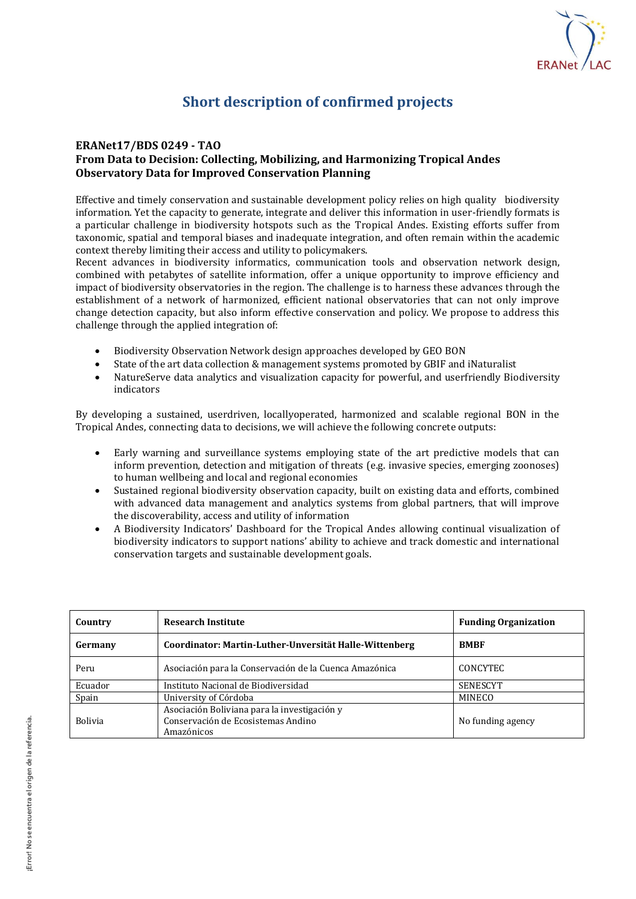# Short description of confirmed projects

**ERANet17/BDS 0249 - TAO**
**From Data to Decision: Collecting, Mobilizing, and Harmonizing Tropical Andes Observatory Data for Improved Conservation Planning**

Effective and timely conservation and sustainable development policy relies on high quality biodiversity information. Yet the capacity to generate, integrate and deliver this information in user-friendly formats is a particular challenge in biodiversity hotspots such as the Tropical Andes. Existing efforts suffer from taxonomic, spatial and temporal biases and inadequate integration, and often remain within the academic context thereby limiting their access and utility to policymakers.
Recent advances in biodiversity informatics, communication tools and observation network design, combined with petabytes of satellite information, offer a unique opportunity to improve efficiency and impact of biodiversity observatories in the region. The challenge is to harness these advances through the establishment of a network of harmonized, efficient national observatories that can not only improve change detection capacity, but also inform effective conservation and policy. We propose to address this challenge through the applied integration of:

- Biodiversity Observation Network design approaches developed by GEO BON
- State of the art data collection & management systems promoted by GBIF and iNaturalist
- NatureServe data analytics and visualization capacity for powerful, and userfriendly Biodiversity indicators

By developing a sustained, userdriven, locallyoperated, harmonized and scalable regional BON in the Tropical Andes, connecting data to decisions, we will achieve the following concrete outputs:

- Early warning and surveillance systems employing state of the art predictive models that can inform prevention, detection and mitigation of threats (e.g. invasive species, emerging zoonoses) to human wellbeing and local and regional economies
- Sustained regional biodiversity observation capacity, built on existing data and efforts, combined with advanced data management and analytics systems from global partners, that will improve the discoverability, access and utility of information
- A Biodiversity Indicators' Dashboard for the Tropical Andes allowing continual visualization of biodiversity indicators to support nations' ability to achieve and track domestic and international conservation targets and sustainable development goals.

| Country | Research Institute | Funding Organization |
|---|---|---|
| **Germany** | **Coordinator: Martin-Luther-Unversität Halle-Wittenberg** | **BMBF** |
| Peru | Asociación para la Conservación de la Cuenca Amazónica | CONCYTEC |
| Ecuador | Instituto Nacional de Biodiversidad | SENESCYT |
| Spain | University of Córdoba | MINECO |
| Bolivia | Asociación Boliviana para la investigación y Conservación de Ecosistemas Andino Amazónicos | No funding agency |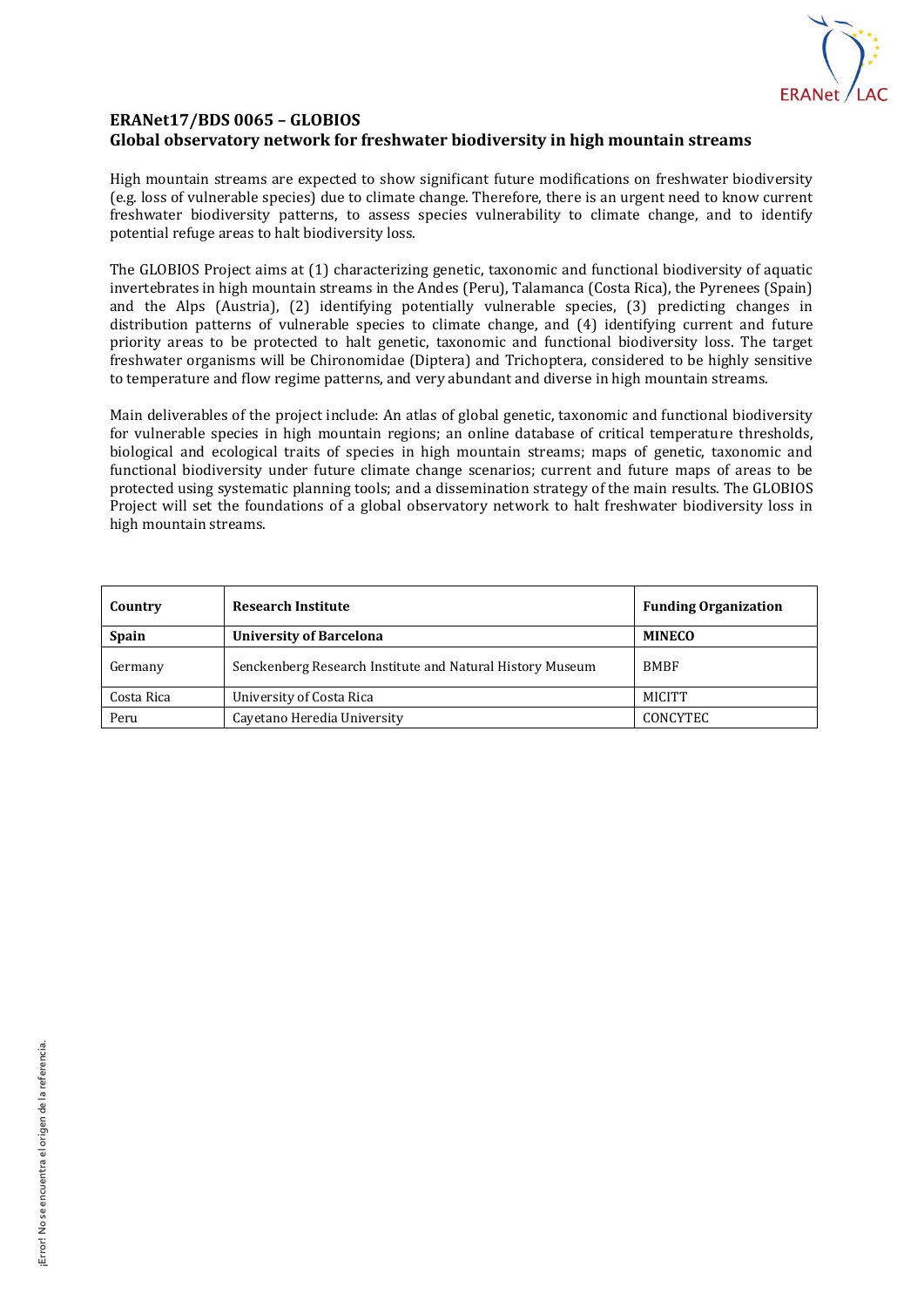## ERANet17/BDS 0065 – GLOBIOS
## Global observatory network for freshwater biodiversity in high mountain streams

High mountain streams are expected to show significant future modifications on freshwater biodiversity (e.g. loss of vulnerable species) due to climate change. Therefore, there is an urgent need to know current freshwater biodiversity patterns, to assess species vulnerability to climate change, and to identify potential refuge areas to halt biodiversity loss.

The GLOBIOS Project aims at (1) characterizing genetic, taxonomic and functional biodiversity of aquatic invertebrates in high mountain streams in the Andes (Peru), Talamanca (Costa Rica), the Pyrenees (Spain) and the Alps (Austria), (2) identifying potentially vulnerable species, (3) predicting changes in distribution patterns of vulnerable species to climate change, and (4) identifying current and future priority areas to be protected to halt genetic, taxonomic and functional biodiversity loss. The target freshwater organisms will be Chironomidae (Diptera) and Trichoptera, considered to be highly sensitive to temperature and flow regime patterns, and very abundant and diverse in high mountain streams.

Main deliverables of the project include: An atlas of global genetic, taxonomic and functional biodiversity for vulnerable species in high mountain regions; an online database of critical temperature thresholds, biological and ecological traits of species in high mountain streams; maps of genetic, taxonomic and functional biodiversity under future climate change scenarios; current and future maps of areas to be protected using systematic planning tools; and a dissemination strategy of the main results. The GLOBIOS Project will set the foundations of a global observatory network to halt freshwater biodiversity loss in high mountain streams.

| Country | Research Institute | Funding Organization |
|---|---|---|
| **Spain** | **University of Barcelona** | **MINECO** |
| Germany | Senckenberg Research Institute and Natural History Museum | BMBF |
| Costa Rica | University of Costa Rica | MICITT |
| Peru | Cayetano Heredia University | CONCYTEC |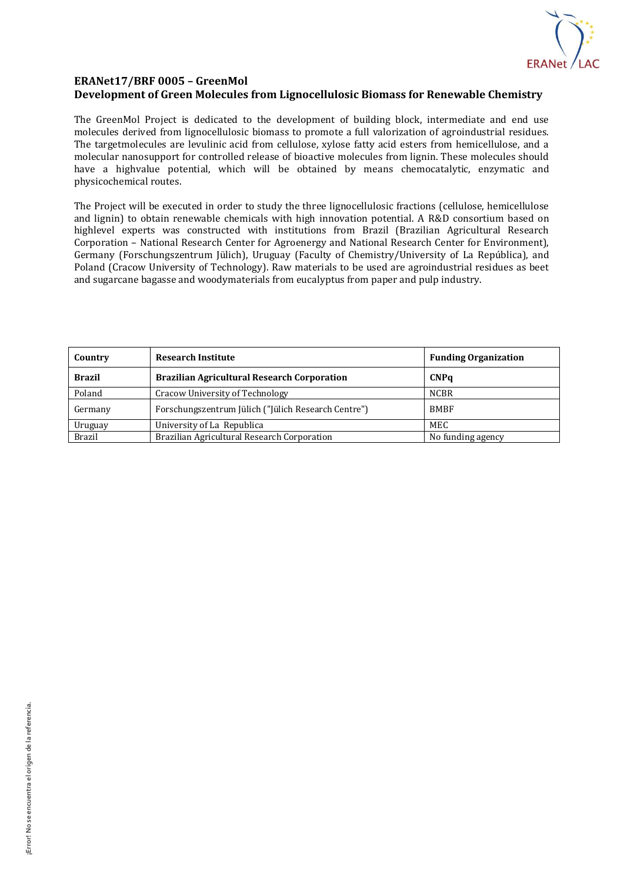**ERANet17/BRF 0005 – GreenMol**
**Development of Green Molecules from Lignocellulosic Biomass for Renewable Chemistry**

The GreenMol Project is dedicated to the development of building block, intermediate and end use molecules derived from lignocellulosic biomass to promote a full valorization of agroindustrial residues. The targetmolecules are levulinic acid from cellulose, xylose fatty acid esters from hemicellulose, and a molecular nanosupport for controlled release of bioactive molecules from lignin. These molecules should have a highvalue potential, which will be obtained by means chemocatalytic, enzymatic and physicochemical routes.

The Project will be executed in order to study the three lignocellulosic fractions (cellulose, hemicellulose and lignin) to obtain renewable chemicals with high innovation potential. A R&D consortium based on highlevel experts was constructed with institutions from Brazil (Brazilian Agricultural Research Corporation – National Research Center for Agroenergy and National Research Center for Environment), Germany (Forschungszentrum Jülich), Uruguay (Faculty of Chemistry/University of La República), and Poland (Cracow University of Technology). Raw materials to be used are agroindustrial residues as beet and sugarcane bagasse and woodymaterials from eucalyptus from paper and pulp industry.

| Country | Research Institute | Funding Organization |
|---|---|---|
| **Brazil** | **Brazilian Agricultural Research Corporation** | **CNPq** |
| Poland | Cracow University of Technology | NCBR |
| Germany | Forschungszentrum Jülich ("Jülich Research Centre") | BMBF |
| Uruguay | University of La Republica | MEC |
| Brazil | Brazilian Agricultural Research Corporation | No funding agency |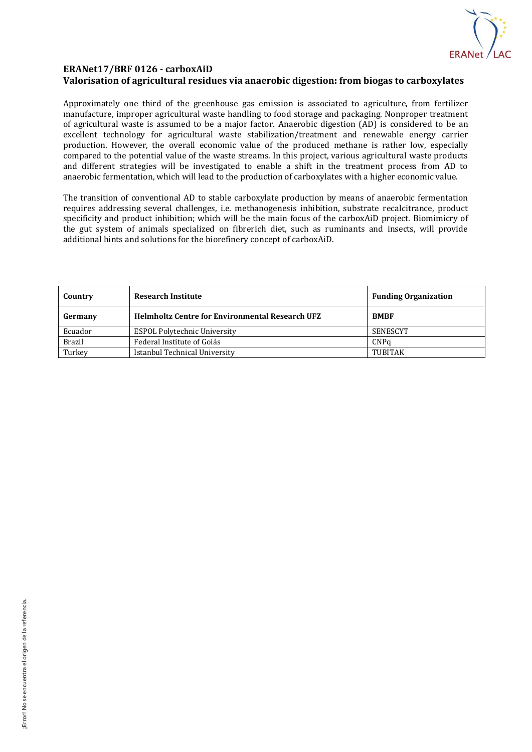## ERANet17/BRF 0126 - carboxAiD
## Valorisation of agricultural residues via anaerobic digestion: from biogas to carboxylates

Approximately one third of the greenhouse gas emission is associated to agriculture, from fertilizer manufacture, improper agricultural waste handling to food storage and packaging. Nonproper treatment of agricultural waste is assumed to be a major factor. Anaerobic digestion (AD) is considered to be an excellent technology for agricultural waste stabilization/treatment and renewable energy carrier production. However, the overall economic value of the produced methane is rather low, especially compared to the potential value of the waste streams. In this project, various agricultural waste products and different strategies will be investigated to enable a shift in the treatment process from AD to anaerobic fermentation, which will lead to the production of carboxylates with a higher economic value.

The transition of conventional AD to stable carboxylate production by means of anaerobic fermentation requires addressing several challenges, i.e. methanogenesis inhibition, substrate recalcitrance, product specificity and product inhibition; which will be the main focus of the carboxAiD project. Biomimicry of the gut system of animals specialized on fibrerich diet, such as ruminants and insects, will provide additional hints and solutions for the biorefinery concept of carboxAiD.

| Country | Research Institute | Funding Organization |
|---|---|---|
| **Germany** | **Helmholtz Centre for Environmental Research UFZ** | **BMBF** |
| Ecuador | ESPOL Polytechnic University | SENESCYT |
| Brazil | Federal Institute of Goiás | CNPq |
| Turkey | Istanbul Technical University | TUBITAK |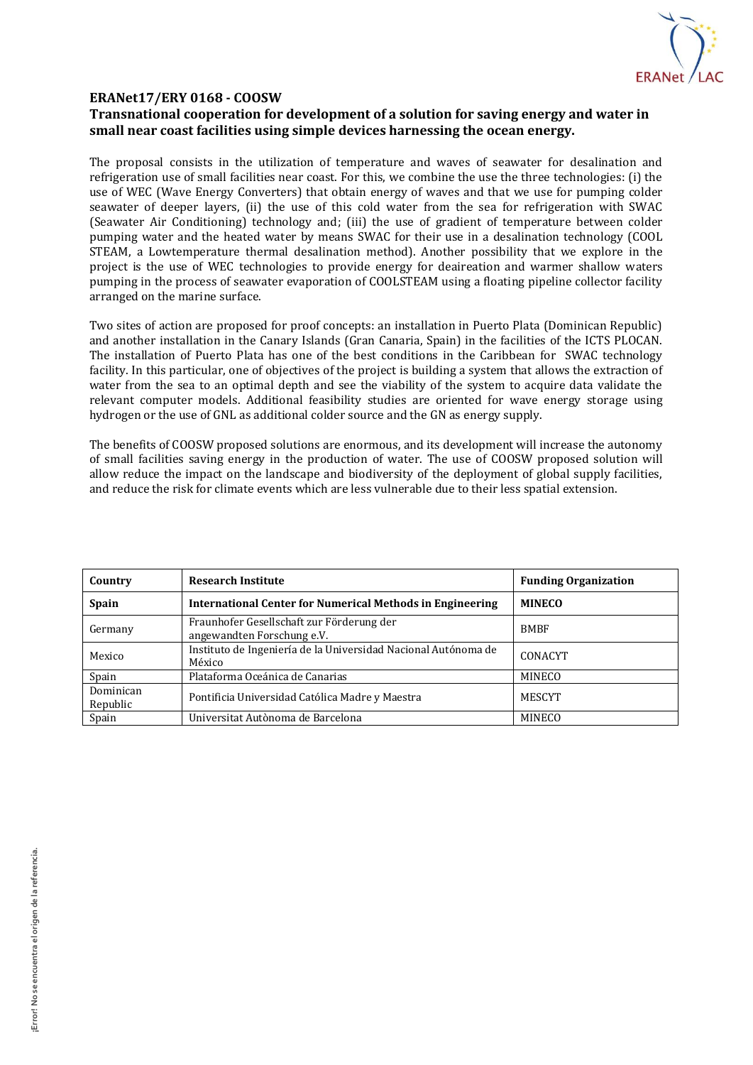**ERANet17/ERY 0168 - COOSW**
**Transnational cooperation for development of a solution for saving energy and water in small near coast facilities using simple devices harnessing the ocean energy.**

The proposal consists in the utilization of temperature and waves of seawater for desalination and refrigeration use of small facilities near coast. For this, we combine the use the three technologies: (i) the use of WEC (Wave Energy Converters) that obtain energy of waves and that we use for pumping colder seawater of deeper layers, (ii) the use of this cold water from the sea for refrigeration with SWAC (Seawater Air Conditioning) technology and; (iii) the use of gradient of temperature between colder pumping water and the heated water by means SWAC for their use in a desalination technology (COOL STEAM, a Lowtemperature thermal desalination method). Another possibility that we explore in the project is the use of WEC technologies to provide energy for deaireation and warmer shallow waters pumping in the process of seawater evaporation of COOLSTEAM using a floating pipeline collector facility arranged on the marine surface.

Two sites of action are proposed for proof concepts: an installation in Puerto Plata (Dominican Republic) and another installation in the Canary Islands (Gran Canaria, Spain) in the facilities of the ICTS PLOCAN. The installation of Puerto Plata has one of the best conditions in the Caribbean for SWAC technology facility. In this particular, one of objectives of the project is building a system that allows the extraction of water from the sea to an optimal depth and see the viability of the system to acquire data validate the relevant computer models. Additional feasibility studies are oriented for wave energy storage using hydrogen or the use of GNL as additional colder source and the GN as energy supply.

The benefits of COOSW proposed solutions are enormous, and its development will increase the autonomy of small facilities saving energy in the production of water. The use of COOSW proposed solution will allow reduce the impact on the landscape and biodiversity of the deployment of global supply facilities, and reduce the risk for climate events which are less vulnerable due to their less spatial extension.

| Country | Research Institute | Funding Organization |
|---|---|---|
| **Spain** | **International Center for Numerical Methods in Engineering** | **MINECO** |
| Germany | Fraunhofer Gesellschaft zur Förderung der angewandten Forschung e.V. | BMBF |
| Mexico | Instituto de Ingeniería de la Universidad Nacional Autónoma de México | CONACYT |
| Spain | Plataforma Oceánica de Canarias | MINECO |
| Dominican Republic | Pontificia Universidad Católica Madre y Maestra | MESCYT |
| Spain | Universitat Autònoma de Barcelona | MINECO |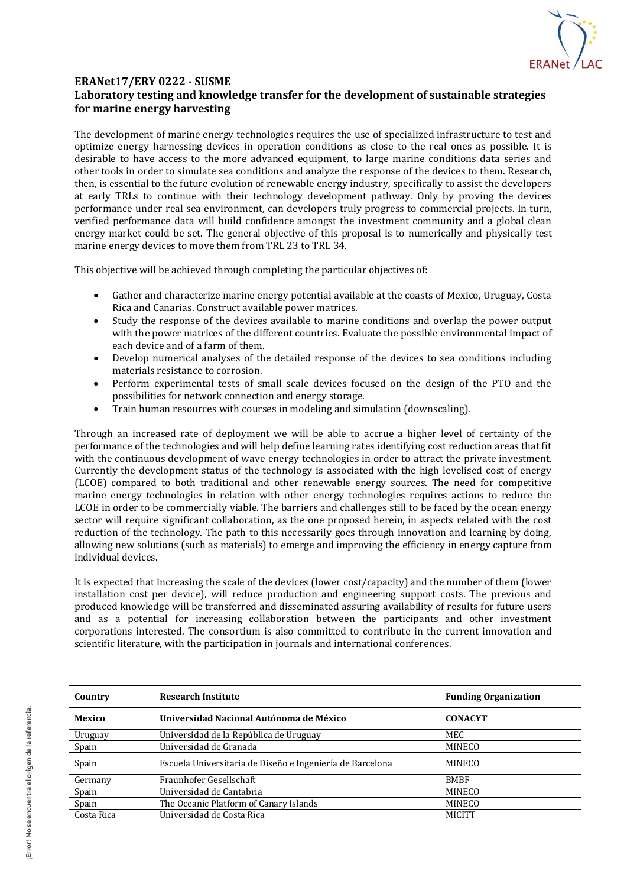## ERANet17/ERY 0222 - SUSME
## Laboratory testing and knowledge transfer for the development of sustainable strategies for marine energy harvesting

The development of marine energy technologies requires the use of specialized infrastructure to test and optimize energy harnessing devices in operation conditions as close to the real ones as possible. It is desirable to have access to the more advanced equipment, to large marine conditions data series and other tools in order to simulate sea conditions and analyze the response of the devices to them. Research, then, is essential to the future evolution of renewable energy industry, specifically to assist the developers at early TRLs to continue with their technology development pathway. Only by proving the devices performance under real sea environment, can developers truly progress to commercial projects. In turn, verified performance data will build confidence amongst the investment community and a global clean energy market could be set. The general objective of this proposal is to numerically and physically test marine energy devices to move them from TRL 23 to TRL 34.

This objective will be achieved through completing the particular objectives of:

- Gather and characterize marine energy potential available at the coasts of Mexico, Uruguay, Costa Rica and Canarias. Construct available power matrices.
- Study the response of the devices available to marine conditions and overlap the power output with the power matrices of the different countries. Evaluate the possible environmental impact of each device and of a farm of them.
- Develop numerical analyses of the detailed response of the devices to sea conditions including materials resistance to corrosion.
- Perform experimental tests of small scale devices focused on the design of the PTO and the possibilities for network connection and energy storage.
- Train human resources with courses in modeling and simulation (downscaling).

Through an increased rate of deployment we will be able to accrue a higher level of certainty of the performance of the technologies and will help define learning rates identifying cost reduction areas that fit with the continuous development of wave energy technologies in order to attract the private investment. Currently the development status of the technology is associated with the high levelised cost of energy (LCOE) compared to both traditional and other renewable energy sources. The need for competitive marine energy technologies in relation with other energy technologies requires actions to reduce the LCOE in order to be commercially viable. The barriers and challenges still to be faced by the ocean energy sector will require significant collaboration, as the one proposed herein, in aspects related with the cost reduction of the technology. The path to this necessarily goes through innovation and learning by doing, allowing new solutions (such as materials) to emerge and improving the efficiency in energy capture from individual devices.

It is expected that increasing the scale of the devices (lower cost/capacity) and the number of them (lower installation cost per device), will reduce production and engineering support costs. The previous and produced knowledge will be transferred and disseminated assuring availability of results for future users and as a potential for increasing collaboration between the participants and other investment corporations interested. The consortium is also committed to contribute in the current innovation and scientific literature, with the participation in journals and international conferences.

| Country | Research Institute | Funding Organization |
|---|---|---|
| **Mexico** | **Universidad Nacional Autónoma de México** | **CONACYT** |
| Uruguay | Universidad de la República de Uruguay | MEC |
| Spain | Universidad de Granada | MINECO |
| Spain | Escuela Universitaria de Diseño e Ingeniería de Barcelona | MINECO |
| Germany | Fraunhofer Gesellschaft | BMBF |
| Spain | Universidad de Cantabria | MINECO |
| Spain | The Oceanic Platform of Canary Islands | MINECO |
| Costa Rica | Universidad de Costa Rica | MICITT |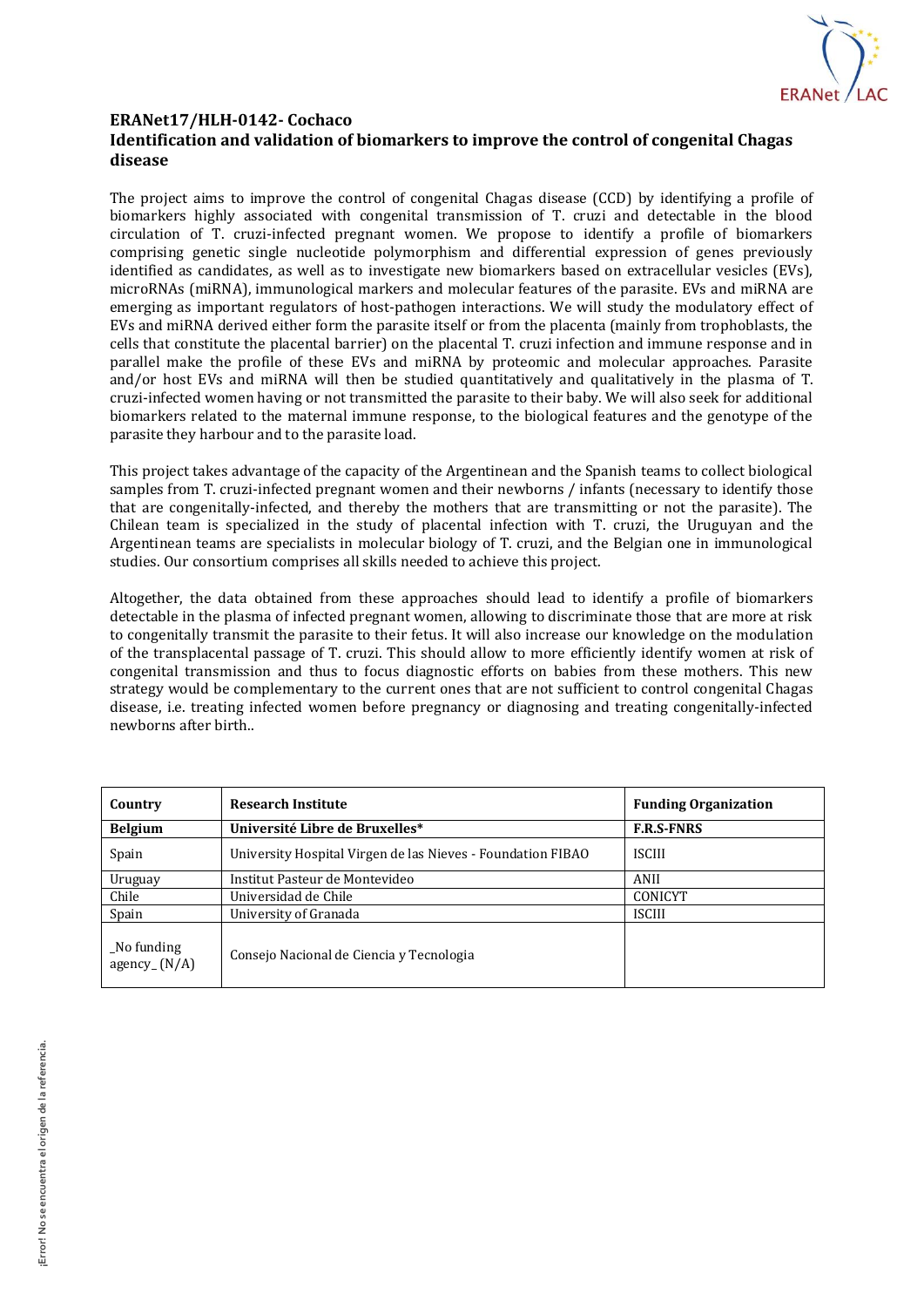## ERANet17/HLH-0142- Cochaco
## Identification and validation of biomarkers to improve the control of congenital Chagas disease

The project aims to improve the control of congenital Chagas disease (CCD) by identifying a profile of biomarkers highly associated with congenital transmission of T. cruzi and detectable in the blood circulation of T. cruzi-infected pregnant women. We propose to identify a profile of biomarkers comprising genetic single nucleotide polymorphism and differential expression of genes previously identified as candidates, as well as to investigate new biomarkers based on extracellular vesicles (EVs), microRNAs (miRNA), immunological markers and molecular features of the parasite. EVs and miRNA are emerging as important regulators of host-pathogen interactions. We will study the modulatory effect of EVs and miRNA derived either form the parasite itself or from the placenta (mainly from trophoblasts, the cells that constitute the placental barrier) on the placental T. cruzi infection and immune response and in parallel make the profile of these EVs and miRNA by proteomic and molecular approaches. Parasite and/or host EVs and miRNA will then be studied quantitatively and qualitatively in the plasma of T. cruzi-infected women having or not transmitted the parasite to their baby. We will also seek for additional biomarkers related to the maternal immune response, to the biological features and the genotype of the parasite they harbour and to the parasite load.

This project takes advantage of the capacity of the Argentinean and the Spanish teams to collect biological samples from T. cruzi-infected pregnant women and their newborns / infants (necessary to identify those that are congenitally-infected, and thereby the mothers that are transmitting or not the parasite). The Chilean team is specialized in the study of placental infection with T. cruzi, the Uruguyan and the Argentinean teams are specialists in molecular biology of T. cruzi, and the Belgian one in immunological studies. Our consortium comprises all skills needed to achieve this project.

Altogether, the data obtained from these approaches should lead to identify a profile of biomarkers detectable in the plasma of infected pregnant women, allowing to discriminate those that are more at risk to congenitally transmit the parasite to their fetus. It will also increase our knowledge on the modulation of the transplacental passage of T. cruzi. This should allow to more efficiently identify women at risk of congenital transmission and thus to focus diagnostic efforts on babies from these mothers. This new strategy would be complementary to the current ones that are not sufficient to control congenital Chagas disease, i.e. treating infected women before pregnancy or diagnosing and treating congenitally-infected newborns after birth..

| Country | Research Institute | Funding Organization |
|---|---|---|
| **Belgium** | **Université Libre de Bruxelles*** | **F.R.S-FNRS** |
| Spain | University Hospital Virgen de las Nieves - Foundation FIBAO | ISCIII |
| Uruguay | Institut Pasteur de Montevideo | ANII |
| Chile | Universidad de Chile | CONICYT |
| Spain | University of Granada | ISCIII |
| _No funding agency_ (N/A) | Consejo Nacional de Ciencia y Tecnologia | |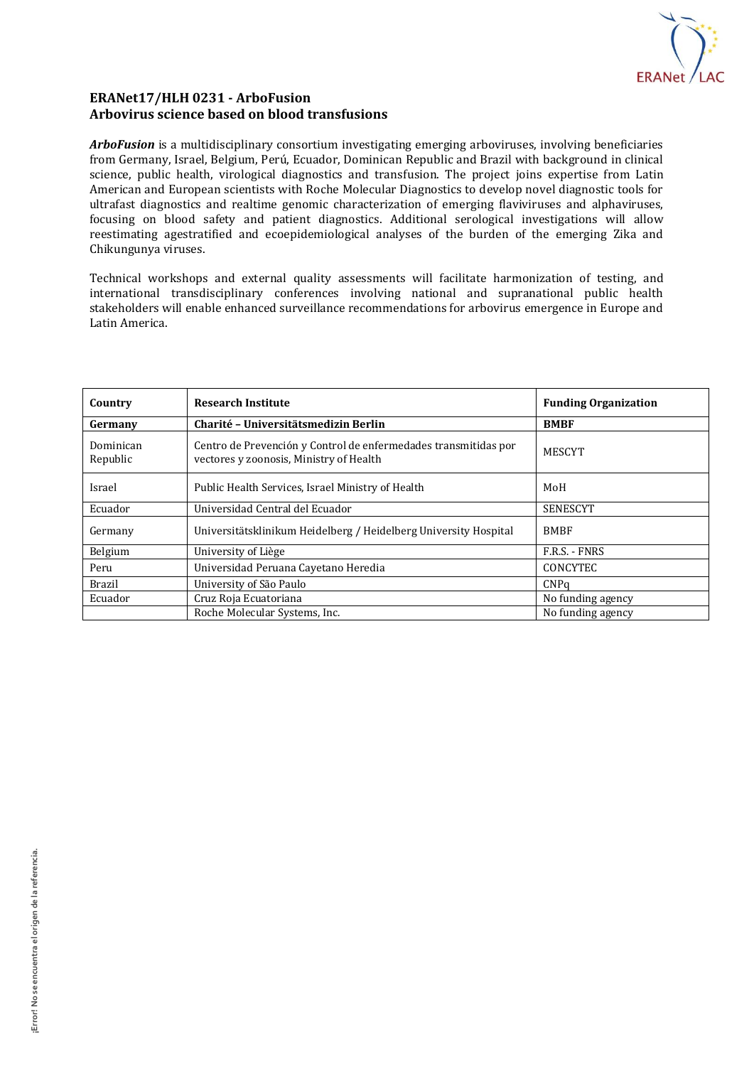**ERANet17/HLH 0231 - ArboFusion**
**Arbovirus science based on blood transfusions**

***ArboFusion*** is a multidisciplinary consortium investigating emerging arboviruses, involving beneficiaries from Germany, Israel, Belgium, Perú, Ecuador, Dominican Republic and Brazil with background in clinical science, public health, virological diagnostics and transfusion. The project joins expertise from Latin American and European scientists with Roche Molecular Diagnostics to develop novel diagnostic tools for ultrafast diagnostics and realtime genomic characterization of emerging flaviviruses and alphaviruses, focusing on blood safety and patient diagnostics. Additional serological investigations will allow reestimating agestratified and ecoepidemiological analyses of the burden of the emerging Zika and Chikungunya viruses.

Technical workshops and external quality assessments will facilitate harmonization of testing, and international transdisciplinary conferences involving national and supranational public health stakeholders will enable enhanced surveillance recommendations for arbovirus emergence in Europe and Latin America.

| **Country** | **Research Institute** | **Funding Organization** |
|---|---|---|
| **Germany** | **Charité – Universitätsmedizin Berlin** | **BMBF** |
| Dominican Republic | Centro de Prevención y Control de enfermedades transmitidas por vectores y zoonosis, Ministry of Health | MESCYT |
| Israel | Public Health Services, Israel Ministry of Health | MoH |
| Ecuador | Universidad Central del Ecuador | SENESCYT |
| Germany | Universitätsklinikum Heidelberg / Heidelberg University Hospital | BMBF |
| Belgium | University of Liège | F.R.S. - FNRS |
| Peru | Universidad Peruana Cayetano Heredia | CONCYTEC |
| Brazil | University of São Paulo | CNPq |
| Ecuador | Cruz Roja Ecuatoriana | No funding agency |
| | Roche Molecular Systems, Inc. | No funding agency |

¡Error! No se encuentra el origen de la referencia.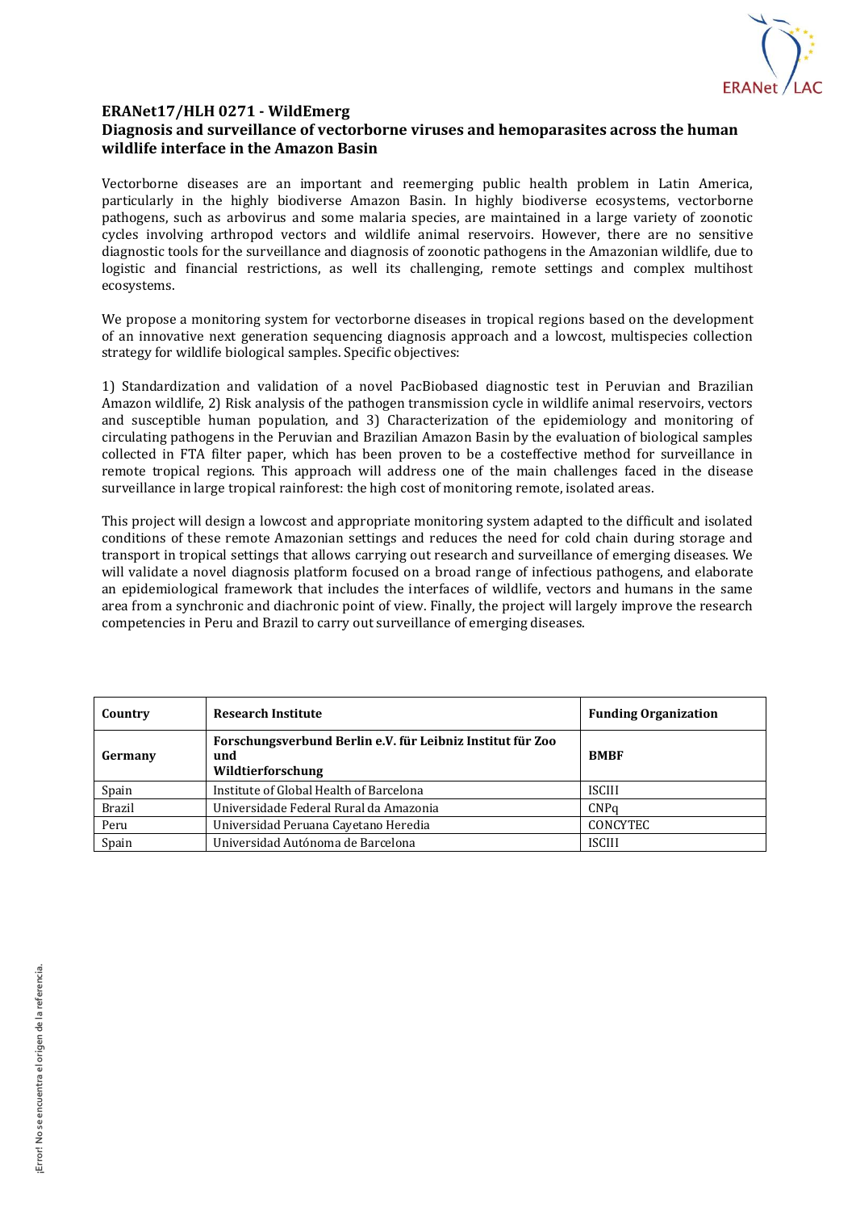**ERANet17/HLH 0271 - WildEmerg**
**Diagnosis and surveillance of vectorborne viruses and hemoparasites across the human wildlife interface in the Amazon Basin**

Vectorborne diseases are an important and reemerging public health problem in Latin America, particularly in the highly biodiverse Amazon Basin. In highly biodiverse ecosystems, vectorborne pathogens, such as arbovirus and some malaria species, are maintained in a large variety of zoonotic cycles involving arthropod vectors and wildlife animal reservoirs. However, there are no sensitive diagnostic tools for the surveillance and diagnosis of zoonotic pathogens in the Amazonian wildlife, due to logistic and financial restrictions, as well its challenging, remote settings and complex multihost ecosystems.

We propose a monitoring system for vectorborne diseases in tropical regions based on the development of an innovative next generation sequencing diagnosis approach and a lowcost, multispecies collection strategy for wildlife biological samples. Specific objectives:

1) Standardization and validation of a novel PacBiobased diagnostic test in Peruvian and Brazilian Amazon wildlife, 2) Risk analysis of the pathogen transmission cycle in wildlife animal reservoirs, vectors and susceptible human population, and 3) Characterization of the epidemiology and monitoring of circulating pathogens in the Peruvian and Brazilian Amazon Basin by the evaluation of biological samples collected in FTA filter paper, which has been proven to be a costeffective method for surveillance in remote tropical regions. This approach will address one of the main challenges faced in the disease surveillance in large tropical rainforest: the high cost of monitoring remote, isolated areas.

This project will design a lowcost and appropriate monitoring system adapted to the difficult and isolated conditions of these remote Amazonian settings and reduces the need for cold chain during storage and transport in tropical settings that allows carrying out research and surveillance of emerging diseases. We will validate a novel diagnosis platform focused on a broad range of infectious pathogens, and elaborate an epidemiological framework that includes the interfaces of wildlife, vectors and humans in the same area from a synchronic and diachronic point of view. Finally, the project will largely improve the research competencies in Peru and Brazil to carry out surveillance of emerging diseases.

| Country | Research Institute | Funding Organization |
|---|---|---|
| **Germany** | **Forschungsverbund Berlin e.V. für Leibniz Institut für Zoo und Wildtierforschung** | **BMBF** |
| Spain | Institute of Global Health of Barcelona | ISCIII |
| Brazil | Universidade Federal Rural da Amazonia | CNPq |
| Peru | Universidad Peruana Cayetano Heredia | CONCYTEC |
| Spain | Universidad Autónoma de Barcelona | ISCIII |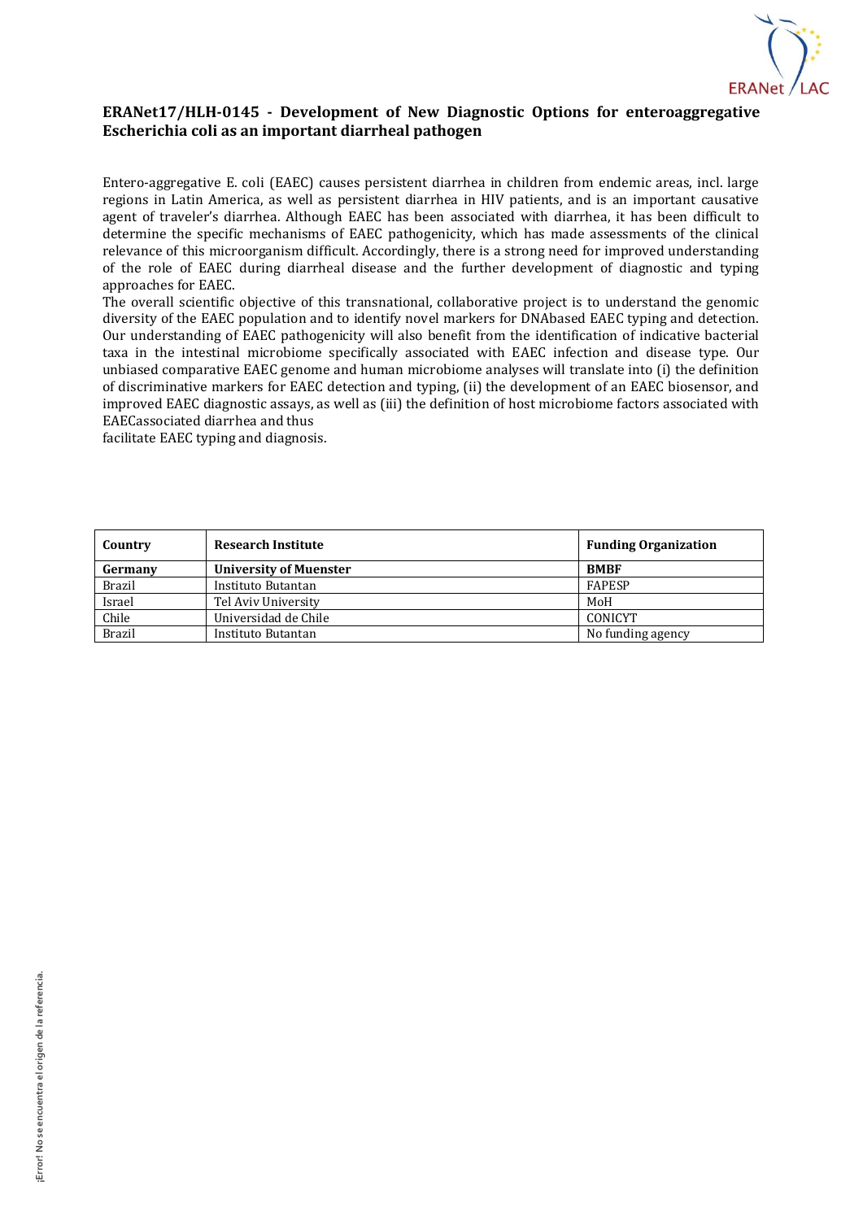## ERANet17/HLH-0145 - Development of New Diagnostic Options for enteroaggregative Escherichia coli as an important diarrheal pathogen

Entero-aggregative E. coli (EAEC) causes persistent diarrhea in children from endemic areas, incl. large regions in Latin America, as well as persistent diarrhea in HIV patients, and is an important causative agent of traveler's diarrhea. Although EAEC has been associated with diarrhea, it has been difficult to determine the specific mechanisms of EAEC pathogenicity, which has made assessments of the clinical relevance of this microorganism difficult. Accordingly, there is a strong need for improved understanding of the role of EAEC during diarrheal disease and the further development of diagnostic and typing approaches for EAEC.

The overall scientific objective of this transnational, collaborative project is to understand the genomic diversity of the EAEC population and to identify novel markers for DNAbased EAEC typing and detection. Our understanding of EAEC pathogenicity will also benefit from the identification of indicative bacterial taxa in the intestinal microbiome specifically associated with EAEC infection and disease type. Our unbiased comparative EAEC genome and human microbiome analyses will translate into (i) the definition of discriminative markers for EAEC detection and typing, (ii) the development of an EAEC biosensor, and improved EAEC diagnostic assays, as well as (iii) the definition of host microbiome factors associated with EAECassociated diarrhea and thus
facilitate EAEC typing and diagnosis.

| Country | Research Institute | Funding Organization |
|---|---|---|
| **Germany** | **University of Muenster** | **BMBF** |
| Brazil | Instituto Butantan | FAPESP |
| Israel | Tel Aviv University | MoH |
| Chile | Universidad de Chile | CONICYT |
| Brazil | Instituto Butantan | No funding agency |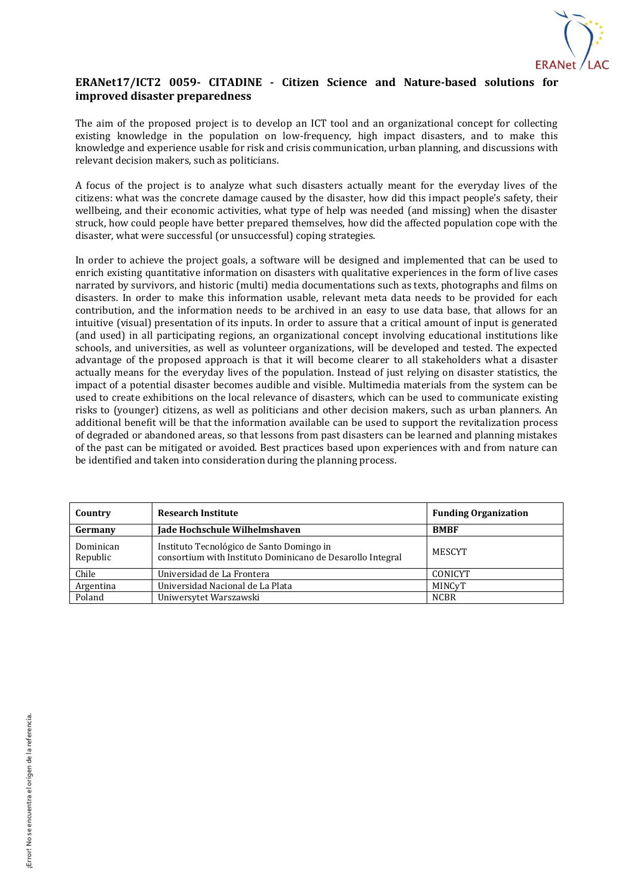**ERANet17/ICT2 0059- CITADINE - Citizen Science and Nature-based solutions for improved disaster preparedness**

The aim of the proposed project is to develop an ICT tool and an organizational concept for collecting existing knowledge in the population on low-frequency, high impact disasters, and to make this knowledge and experience usable for risk and crisis communication, urban planning, and discussions with relevant decision makers, such as politicians.

A focus of the project is to analyze what such disasters actually meant for the everyday lives of the citizens: what was the concrete damage caused by the disaster, how did this impact people's safety, their wellbeing, and their economic activities, what type of help was needed (and missing) when the disaster struck, how could people have better prepared themselves, how did the affected population cope with the disaster, what were successful (or unsuccessful) coping strategies.

In order to achieve the project goals, a software will be designed and implemented that can be used to enrich existing quantitative information on disasters with qualitative experiences in the form of live cases narrated by survivors, and historic (multi) media documentations such as texts, photographs and films on disasters. In order to make this information usable, relevant meta data needs to be provided for each contribution, and the information needs to be archived in an easy to use data base, that allows for an intuitive (visual) presentation of its inputs. In order to assure that a critical amount of input is generated (and used) in all participating regions, an organizational concept involving educational institutions like schools, and universities, as well as volunteer organizations, will be developed and tested. The expected advantage of the proposed approach is that it will become clearer to all stakeholders what a disaster actually means for the everyday lives of the population. Instead of just relying on disaster statistics, the impact of a potential disaster becomes audible and visible. Multimedia materials from the system can be used to create exhibitions on the local relevance of disasters, which can be used to communicate existing risks to (younger) citizens, as well as politicians and other decision makers, such as urban planners. An additional benefit will be that the information available can be used to support the revitalization process of degraded or abandoned areas, so that lessons from past disasters can be learned and planning mistakes of the past can be mitigated or avoided. Best practices based upon experiences with and from nature can be identified and taken into consideration during the planning process.

| Country | Research Institute | Funding Organization |
|---|---|---|
| **Germany** | **Jade Hochschule Wilhelmshaven** | **BMBF** |
| Dominican Republic | Instituto Tecnológico de Santo Domingo in consortium with Instituto Dominicano de Desarollo Integral | MESCYT |
| Chile | Universidad de La Frontera | CONICYT |
| Argentina | Universidad Nacional de La Plata | MINCyT |
| Poland | Uniwersytet Warszawski | NCBR |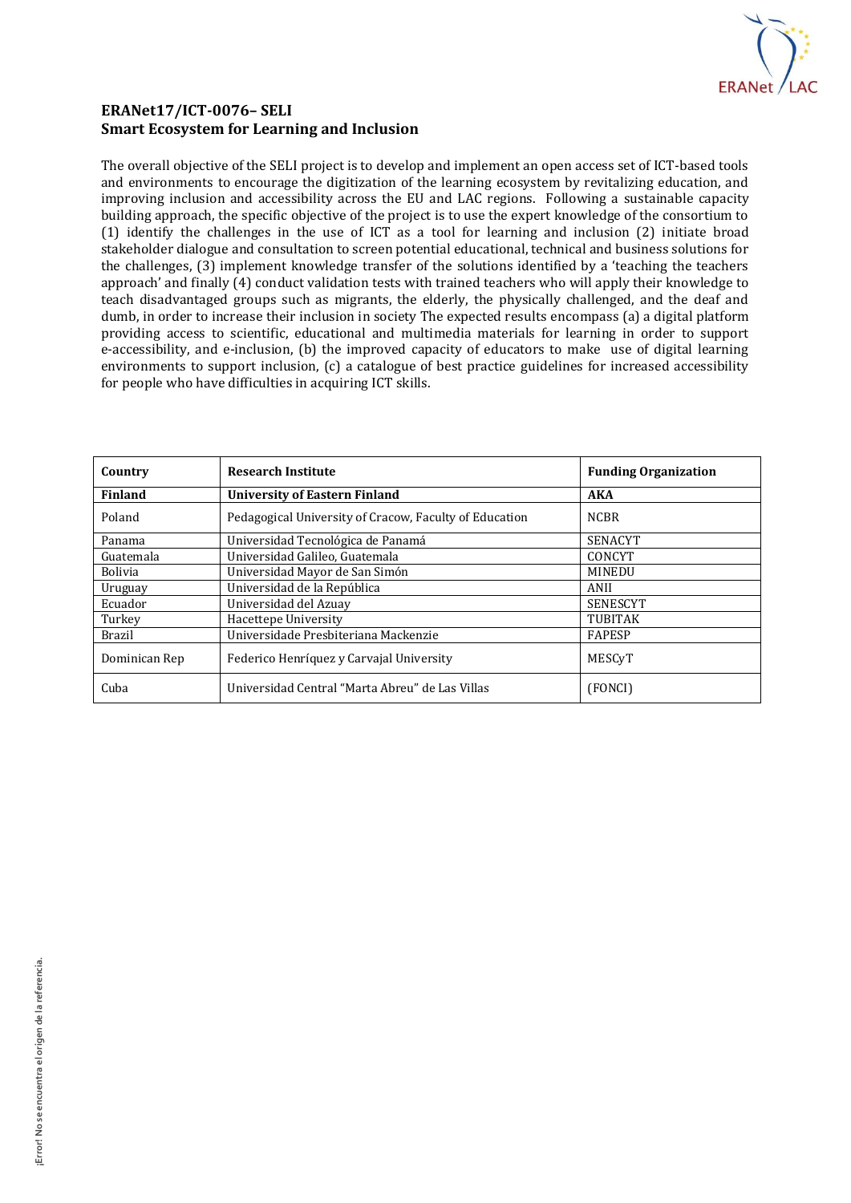**ERANet17/ICT-0076– SELI**
**Smart Ecosystem for Learning and Inclusion**

The overall objective of the SELI project is to develop and implement an open access set of ICT-based tools and environments to encourage the digitization of the learning ecosystem by revitalizing education, and improving inclusion and accessibility across the EU and LAC regions. Following a sustainable capacity building approach, the specific objective of the project is to use the expert knowledge of the consortium to (1) identify the challenges in the use of ICT as a tool for learning and inclusion (2) initiate broad stakeholder dialogue and consultation to screen potential educational, technical and business solutions for the challenges, (3) implement knowledge transfer of the solutions identified by a 'teaching the teachers approach' and finally (4) conduct validation tests with trained teachers who will apply their knowledge to teach disadvantaged groups such as migrants, the elderly, the physically challenged, and the deaf and dumb, in order to increase their inclusion in society The expected results encompass (a) a digital platform providing access to scientific, educational and multimedia materials for learning in order to support e-accessibility, and e-inclusion, (b) the improved capacity of educators to make use of digital learning environments to support inclusion, (c) a catalogue of best practice guidelines for increased accessibility for people who have difficulties in acquiring ICT skills.

| Country | Research Institute | Funding Organization |
|---|---|---|
| **Finland** | **University of Eastern Finland** | **AKA** |
| Poland | Pedagogical University of Cracow, Faculty of Education | NCBR |
| Panama | Universidad Tecnológica de Panamá | SENACYT |
| Guatemala | Universidad Galileo, Guatemala | CONCYT |
| Bolivia | Universidad Mayor de San Simón | MINEDU |
| Uruguay | Universidad de la República | ANII |
| Ecuador | Universidad del Azuay | SENESCYT |
| Turkey | Hacettepe University | TUBITAK |
| Brazil | Universidade Presbiteriana Mackenzie | FAPESP |
| Dominican Rep | Federico Henríquez y Carvajal University | MESCyT |
| Cuba | Universidad Central "Marta Abreu" de Las Villas | (FONCI) |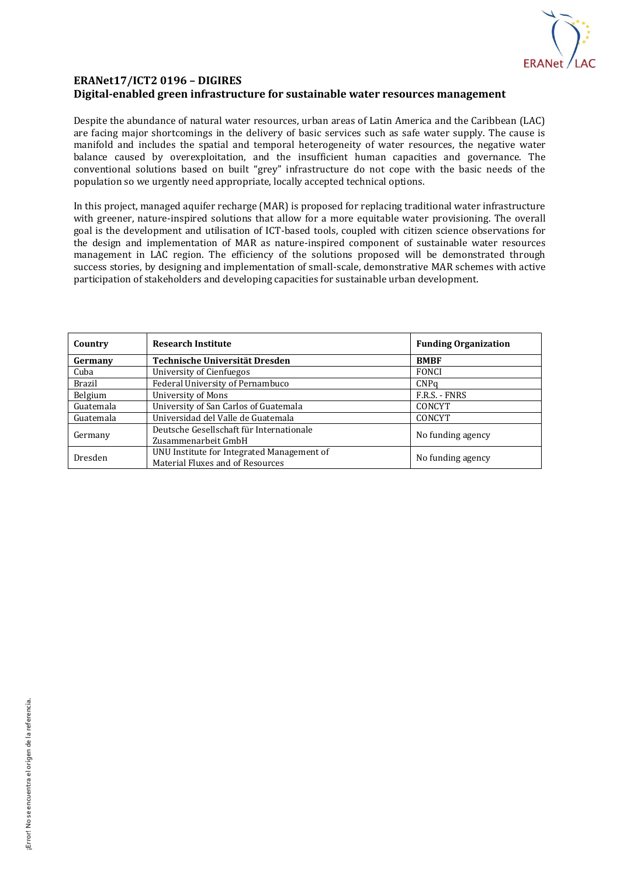## ERANet17/ICT2 0196 – DIGIRES
## Digital-enabled green infrastructure for sustainable water resources management

Despite the abundance of natural water resources, urban areas of Latin America and the Caribbean (LAC) are facing major shortcomings in the delivery of basic services such as safe water supply. The cause is manifold and includes the spatial and temporal heterogeneity of water resources, the negative water balance caused by overexploitation, and the insufficient human capacities and governance. The conventional solutions based on built "grey" infrastructure do not cope with the basic needs of the population so we urgently need appropriate, locally accepted technical options.

In this project, managed aquifer recharge (MAR) is proposed for replacing traditional water infrastructure with greener, nature-inspired solutions that allow for a more equitable water provisioning. The overall goal is the development and utilisation of ICT-based tools, coupled with citizen science observations for the design and implementation of MAR as nature-inspired component of sustainable water resources management in LAC region. The efficiency of the solutions proposed will be demonstrated through success stories, by designing and implementation of small-scale, demonstrative MAR schemes with active participation of stakeholders and developing capacities for sustainable urban development.

| Country | Research Institute | Funding Organization |
|---|---|---|
| **Germany** | **Technische Universität Dresden** | **BMBF** |
| Cuba | University of Cienfuegos | FONCI |
| Brazil | Federal University of Pernambuco | CNPq |
| Belgium | University of Mons | F.R.S. - FNRS |
| Guatemala | University of San Carlos of Guatemala | CONCYT |
| Guatemala | Universidad del Valle de Guatemala | CONCYT |
| Germany | Deutsche Gesellschaft für Internationale Zusammenarbeit GmbH | No funding agency |
| Dresden | UNU Institute for Integrated Management of Material Fluxes and of Resources | No funding agency |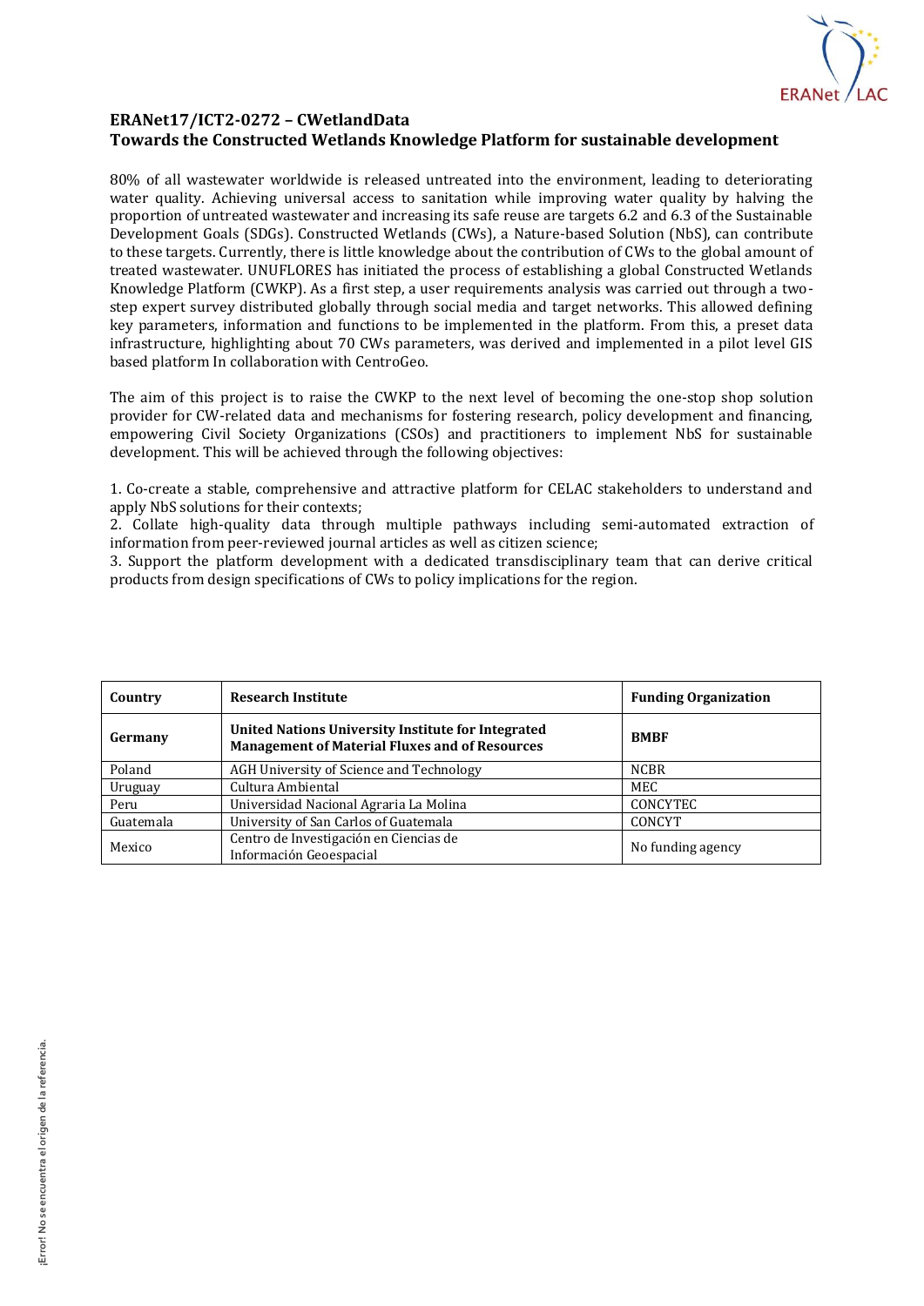**ERANet17/ICT2-0272 – CWetlandData**
**Towards the Constructed Wetlands Knowledge Platform for sustainable development**

80% of all wastewater worldwide is released untreated into the environment, leading to deteriorating water quality. Achieving universal access to sanitation while improving water quality by halving the proportion of untreated wastewater and increasing its safe reuse are targets 6.2 and 6.3 of the Sustainable Development Goals (SDGs). Constructed Wetlands (CWs), a Nature-based Solution (NbS), can contribute to these targets. Currently, there is little knowledge about the contribution of CWs to the global amount of treated wastewater. UNUFLORES has initiated the process of establishing a global Constructed Wetlands Knowledge Platform (CWKP). As a first step, a user requirements analysis was carried out through a two-step expert survey distributed globally through social media and target networks. This allowed defining key parameters, information and functions to be implemented in the platform. From this, a preset data infrastructure, highlighting about 70 CWs parameters, was derived and implemented in a pilot level GIS based platform In collaboration with CentroGeo.

The aim of this project is to raise the CWKP to the next level of becoming the one-stop shop solution provider for CW-related data and mechanisms for fostering research, policy development and financing, empowering Civil Society Organizations (CSOs) and practitioners to implement NbS for sustainable development. This will be achieved through the following objectives:

1. Co-create a stable, comprehensive and attractive platform for CELAC stakeholders to understand and apply NbS solutions for their contexts;
2. Collate high-quality data through multiple pathways including semi-automated extraction of information from peer-reviewed journal articles as well as citizen science;
3. Support the platform development with a dedicated transdisciplinary team that can derive critical products from design specifications of CWs to policy implications for the region.

| **Country** | **Research Institute** | **Funding Organization** |
|---|---|---|
| **Germany** | **United Nations University Institute for Integrated Management of Material Fluxes and of Resources** | **BMBF** |
| Poland | AGH University of Science and Technology | NCBR |
| Uruguay | Cultura Ambiental | MEC |
| Peru | Universidad Nacional Agraria La Molina | CONCYTEC |
| Guatemala | University of San Carlos of Guatemala | CONCYT |
| Mexico | Centro de Investigación en Ciencias de Información Geoespacial | No funding agency |